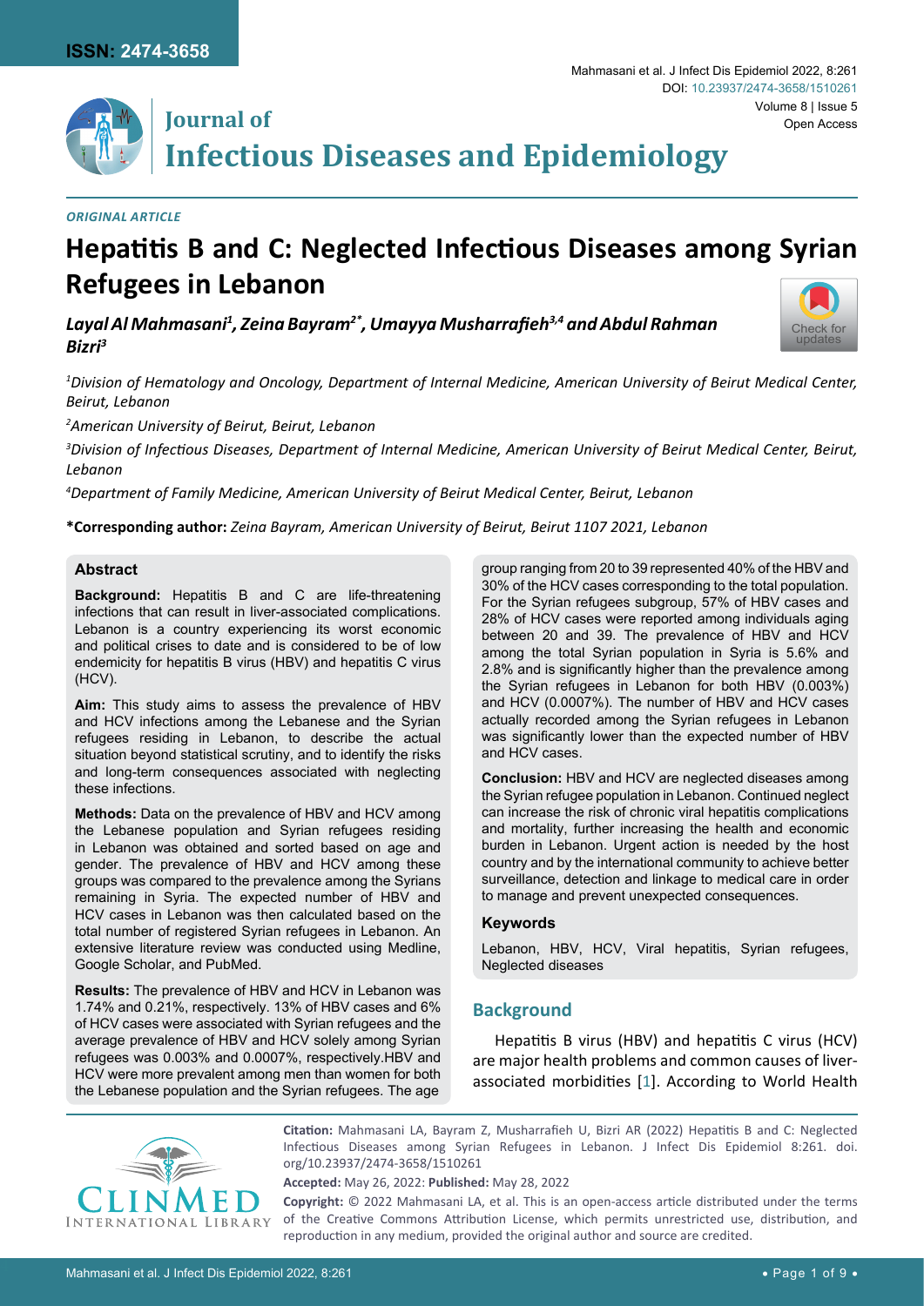ORIGINAL ARTICLE

# Hepatitis B and C: Neglected Infectious Diseases among Syrian Refugees in Lebanon

*Layal Al Mahmasani[1], Zeina Bayram[2*], Umayya Musharrafieh[3,4] and Abdul Rahman Bizri[3]*

[1]*Division of Hematology and Oncology, Department of Internal Medicine, American University of Beirut Medical Center, Beirut, Lebanon*

[2]*American University of Beirut, Beirut, Lebanon*

[3]*Division of Infectious Diseases, Department of Internal Medicine, American University of Beirut Medical Center, Beirut, Lebanon*

[4]*Department of Family Medicine, American University of Beirut Medical Center, Beirut, Lebanon*

**\*Corresponding author:** *Zeina Bayram, American University of Beirut, Beirut 1107 2021, Lebanon*

## Abstract

**Background:** Hepatitis B and C are life-threatening infections that can result in liver-associated complications. Lebanon is a country experiencing its worst economic and political crises to date and is considered to be of low endemicity for hepatitis B virus (HBV) and hepatitis C virus (HCV).

**Aim:** This study aims to assess the prevalence of HBV and HCV infections among the Lebanese and the Syrian refugees residing in Lebanon, to describe the actual situation beyond statistical scrutiny, and to identify the risks and long-term consequences associated with neglecting these infections.

**Methods:** Data on the prevalence of HBV and HCV among the Lebanese population and Syrian refugees residing in Lebanon was obtained and sorted based on age and gender. The prevalence of HBV and HCV among these groups was compared to the prevalence among the Syrians remaining in Syria. The expected number of HBV and HCV cases in Lebanon was then calculated based on the total number of registered Syrian refugees in Lebanon. An extensive literature review was conducted using Medline, Google Scholar, and PubMed.

**Results:** The prevalence of HBV and HCV in Lebanon was 1.74% and 0.21%, respectively. 13% of HBV cases and 6% of HCV cases were associated with Syrian refugees and the average prevalence of HBV and HCV solely among Syrian refugees was 0.003% and 0.0007%, respectively.HBV and HCV were more prevalent among men than women for both the Lebanese population and the Syrian refugees. The age group ranging from 20 to 39 represented 40% of the HBV and 30% of the HCV cases corresponding to the total population. For the Syrian refugees subgroup, 57% of HBV cases and 28% of HCV cases were reported among individuals aging between 20 and 39. The prevalence of HBV and HCV among the total Syrian population in Syria is 5.6% and 2.8% and is significantly higher than the prevalence among the Syrian refugees in Lebanon for both HBV (0.003%) and HCV (0.0007%). The number of HBV and HCV cases actually recorded among the Syrian refugees in Lebanon was significantly lower than the expected number of HBV and HCV cases.

**Conclusion:** HBV and HCV are neglected diseases among the Syrian refugee population in Lebanon. Continued neglect can increase the risk of chronic viral hepatitis complications and mortality, further increasing the health and economic burden in Lebanon. Urgent action is needed by the host country and by the international community to achieve better surveillance, detection and linkage to medical care in order to manage and prevent unexpected consequences.

### Keywords

Lebanon, HBV, HCV, Viral hepatitis, Syrian refugees, Neglected diseases

## Background

Hepatitis B virus (HBV) and hepatitis C virus (HCV) are major health problems and common causes of liver-associated morbidities [1]. According to World Health

**Citation:** Mahmasani LA, Bayram Z, Musharrafieh U, Bizri AR (2022) Hepatitis B and C: Neglected Infectious Diseases among Syrian Refugees in Lebanon. J Infect Dis Epidemiol 8:261. doi.org/10.23937/2474-3658/1510261

**Accepted:** May 26, 2022: **Published:** May 28, 2022

**Copyright:** © 2022 Mahmasani LA, et al. This is an open-access article distributed under the terms of the Creative Commons Attribution License, which permits unrestricted use, distribution, and reproduction in any medium, provided the original author and source are credited.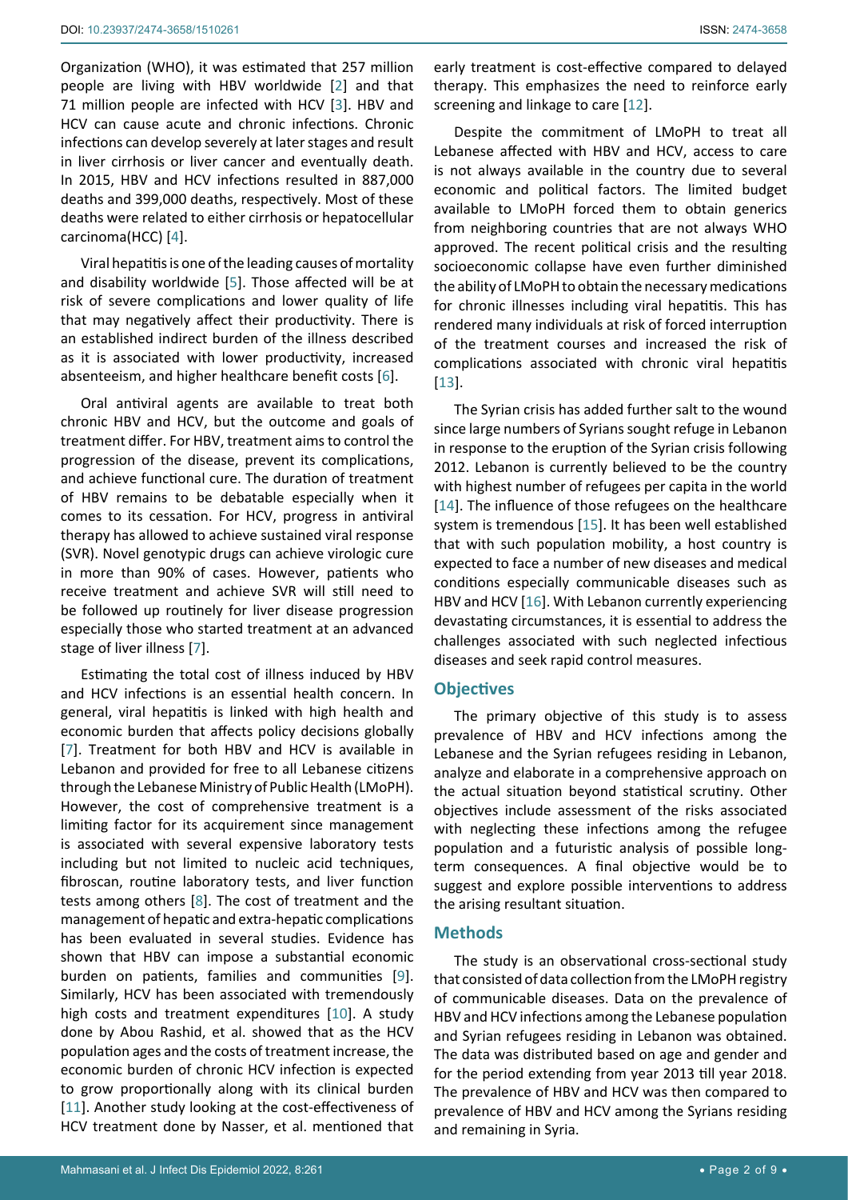Organization (WHO), it was estimated that 257 million people are living with HBV worldwide [2] and that 71 million people are infected with HCV [3]. HBV and HCV can cause acute and chronic infections. Chronic infections can develop severely at later stages and result in liver cirrhosis or liver cancer and eventually death. In 2015, HBV and HCV infections resulted in 887,000 deaths and 399,000 deaths, respectively. Most of these deaths were related to either cirrhosis or hepatocellular carcinoma(HCC) [4].

Viral hepatitis is one of the leading causes of mortality and disability worldwide [5]. Those affected will be at risk of severe complications and lower quality of life that may negatively affect their productivity. There is an established indirect burden of the illness described as it is associated with lower productivity, increased absenteeism, and higher healthcare benefit costs [6].

Oral antiviral agents are available to treat both chronic HBV and HCV, but the outcome and goals of treatment differ. For HBV, treatment aims to control the progression of the disease, prevent its complications, and achieve functional cure. The duration of treatment of HBV remains to be debatable especially when it comes to its cessation. For HCV, progress in antiviral therapy has allowed to achieve sustained viral response (SVR). Novel genotypic drugs can achieve virologic cure in more than 90% of cases. However, patients who receive treatment and achieve SVR will still need to be followed up routinely for liver disease progression especially those who started treatment at an advanced stage of liver illness [7].

Estimating the total cost of illness induced by HBV and HCV infections is an essential health concern. In general, viral hepatitis is linked with high health and economic burden that affects policy decisions globally [7]. Treatment for both HBV and HCV is available in Lebanon and provided for free to all Lebanese citizens through the Lebanese Ministry of Public Health (LMoPH). However, the cost of comprehensive treatment is a limiting factor for its acquirement since management is associated with several expensive laboratory tests including but not limited to nucleic acid techniques, fibroscan, routine laboratory tests, and liver function tests among others [8]. The cost of treatment and the management of hepatic and extra-hepatic complications has been evaluated in several studies. Evidence has shown that HBV can impose a substantial economic burden on patients, families and communities [9]. Similarly, HCV has been associated with tremendously high costs and treatment expenditures [10]. A study done by Abou Rashid, et al. showed that as the HCV population ages and the costs of treatment increase, the economic burden of chronic HCV infection is expected to grow proportionally along with its clinical burden [11]. Another study looking at the cost-effectiveness of HCV treatment done by Nasser, et al. mentioned that early treatment is cost-effective compared to delayed therapy. This emphasizes the need to reinforce early screening and linkage to care [12].

Despite the commitment of LMoPH to treat all Lebanese affected with HBV and HCV, access to care is not always available in the country due to several economic and political factors. The limited budget available to LMoPH forced them to obtain generics from neighboring countries that are not always WHO approved. The recent political crisis and the resulting socioeconomic collapse have even further diminished the ability of LMoPH to obtain the necessary medications for chronic illnesses including viral hepatitis. This has rendered many individuals at risk of forced interruption of the treatment courses and increased the risk of complications associated with chronic viral hepatitis [13].

The Syrian crisis has added further salt to the wound since large numbers of Syrians sought refuge in Lebanon in response to the eruption of the Syrian crisis following 2012. Lebanon is currently believed to be the country with highest number of refugees per capita in the world [14]. The influence of those refugees on the healthcare system is tremendous [15]. It has been well established that with such population mobility, a host country is expected to face a number of new diseases and medical conditions especially communicable diseases such as HBV and HCV [16]. With Lebanon currently experiencing devastating circumstances, it is essential to address the challenges associated with such neglected infectious diseases and seek rapid control measures.

## Objectives

The primary objective of this study is to assess prevalence of HBV and HCV infections among the Lebanese and the Syrian refugees residing in Lebanon, analyze and elaborate in a comprehensive approach on the actual situation beyond statistical scrutiny. Other objectives include assessment of the risks associated with neglecting these infections among the refugee population and a futuristic analysis of possible long-term consequences. A final objective would be to suggest and explore possible interventions to address the arising resultant situation.

## Methods

The study is an observational cross-sectional study that consisted of data collection from the LMoPH registry of communicable diseases. Data on the prevalence of HBV and HCV infections among the Lebanese population and Syrian refugees residing in Lebanon was obtained. The data was distributed based on age and gender and for the period extending from year 2013 till year 2018. The prevalence of HBV and HCV was then compared to prevalence of HBV and HCV among the Syrians residing and remaining in Syria.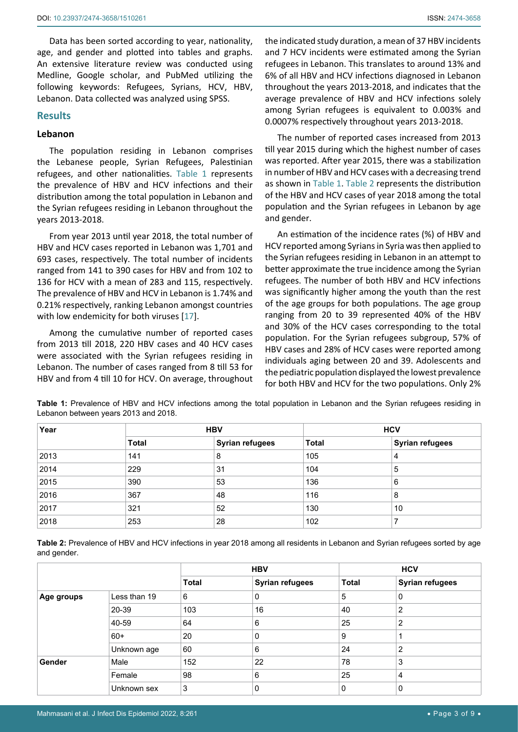Data has been sorted according to year, nationality, age, and gender and plotted into tables and graphs. An extensive literature review was conducted using Medline, Google scholar, and PubMed utilizing the following keywords: Refugees, Syrians, HCV, HBV, Lebanon. Data collected was analyzed using SPSS.

## Results

### Lebanon

The population residing in Lebanon comprises the Lebanese people, Syrian Refugees, Palestinian refugees, and other nationalities. Table 1 represents the prevalence of HBV and HCV infections and their distribution among the total population in Lebanon and the Syrian refugees residing in Lebanon throughout the years 2013-2018.

From year 2013 until year 2018, the total number of HBV and HCV cases reported in Lebanon was 1,701 and 693 cases, respectively. The total number of incidents ranged from 141 to 390 cases for HBV and from 102 to 136 for HCV with a mean of 283 and 115, respectively. The prevalence of HBV and HCV in Lebanon is 1.74% and 0.21% respectively, ranking Lebanon amongst countries with low endemicity for both viruses [17].

Among the cumulative number of reported cases from 2013 till 2018, 220 HBV cases and 40 HCV cases were associated with the Syrian refugees residing in Lebanon. The number of cases ranged from 8 till 53 for HBV and from 4 till 10 for HCV. On average, throughout the indicated study duration, a mean of 37 HBV incidents and 7 HCV incidents were estimated among the Syrian refugees in Lebanon. This translates to around 13% and 6% of all HBV and HCV infections diagnosed in Lebanon throughout the years 2013-2018, and indicates that the average prevalence of HBV and HCV infections solely among Syrian refugees is equivalent to 0.003% and 0.0007% respectively throughout years 2013-2018.

The number of reported cases increased from 2013 till year 2015 during which the highest number of cases was reported. After year 2015, there was a stabilization in number of HBV and HCV cases with a decreasing trend as shown in Table 1. Table 2 represents the distribution of the HBV and HCV cases of year 2018 among the total population and the Syrian refugees in Lebanon by age and gender.

An estimation of the incidence rates (%) of HBV and HCV reported among Syrians in Syria was then applied to the Syrian refugees residing in Lebanon in an attempt to better approximate the true incidence among the Syrian refugees. The number of both HBV and HCV infections was significantly higher among the youth than the rest of the age groups for both populations. The age group ranging from 20 to 39 represented 40% of the HBV and 30% of the HCV cases corresponding to the total population. For the Syrian refugees subgroup, 57% of HBV cases and 28% of HCV cases were reported among individuals aging between 20 and 39. Adolescents and the pediatric population displayed the lowest prevalence for both HBV and HCV for the two populations. Only 2%

**Table 1:** Prevalence of HBV and HCV infections among the total population in Lebanon and the Syrian refugees residing in Lebanon between years 2013 and 2018.

| Year | HBV | | HCV | |
|---|---|---|---|---|
| | Total | Syrian refugees | Total | Syrian refugees |
| 2013 | 141 | 8 | 105 | 4 |
| 2014 | 229 | 31 | 104 | 5 |
| 2015 | 390 | 53 | 136 | 6 |
| 2016 | 367 | 48 | 116 | 8 |
| 2017 | 321 | 52 | 130 | 10 |
| 2018 | 253 | 28 | 102 | 7 |

**Table 2:** Prevalence of HBV and HCV infections in year 2018 among all residents in Lebanon and Syrian refugees sorted by age and gender.

| | | HBV | | HCV | |
|---|---|---|---|---|---|
| | | Total | Syrian refugees | Total | Syrian refugees |
| Age groups | Less than 19 | 6 | 0 | 5 | 0 |
| | 20-39 | 103 | 16 | 40 | 2 |
| | 40-59 | 64 | 6 | 25 | 2 |
| | 60+ | 20 | 0 | 9 | 1 |
| | Unknown age | 60 | 6 | 24 | 2 |
| Gender | Male | 152 | 22 | 78 | 3 |
| | Female | 98 | 6 | 25 | 4 |
| | Unknown sex | 3 | 0 | 0 | 0 |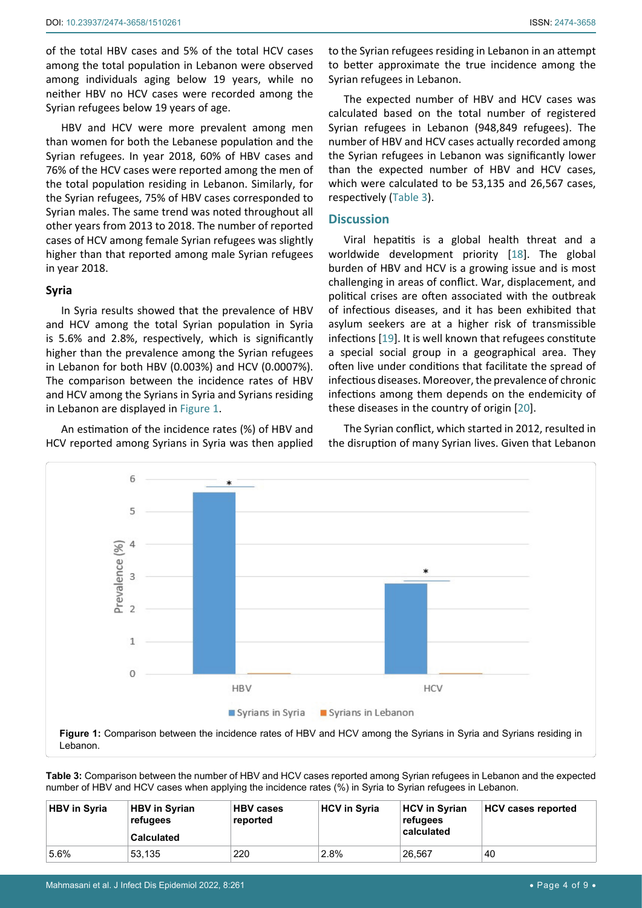of the total HBV cases and 5% of the total HCV cases among the total population in Lebanon were observed among individuals aging below 19 years, while no neither HBV no HCV cases were recorded among the Syrian refugees below 19 years of age.

HBV and HCV were more prevalent among men than women for both the Lebanese population and the Syrian refugees. In year 2018, 60% of HBV cases and 76% of the HCV cases were reported among the men of the total population residing in Lebanon. Similarly, for the Syrian refugees, 75% of HBV cases corresponded to Syrian males. The same trend was noted throughout all other years from 2013 to 2018. The number of reported cases of HCV among female Syrian refugees was slightly higher than that reported among male Syrian refugees in year 2018.

### Syria

In Syria results showed that the prevalence of HBV and HCV among the total Syrian population in Syria is 5.6% and 2.8%, respectively, which is significantly higher than the prevalence among the Syrian refugees in Lebanon for both HBV (0.003%) and HCV (0.0007%). The comparison between the incidence rates of HBV and HCV among the Syrians in Syria and Syrians residing in Lebanon are displayed in Figure 1.

An estimation of the incidence rates (%) of HBV and HCV reported among Syrians in Syria was then applied to the Syrian refugees residing in Lebanon in an attempt to better approximate the true incidence among the Syrian refugees in Lebanon.

The expected number of HBV and HCV cases was calculated based on the total number of registered Syrian refugees in Lebanon (948,849 refugees). The number of HBV and HCV cases actually recorded among the Syrian refugees in Lebanon was significantly lower than the expected number of HBV and HCV cases, which were calculated to be 53,135 and 26,567 cases, respectively (Table 3).

## Discussion

Viral hepatitis is a global health threat and a worldwide development priority [18]. The global burden of HBV and HCV is a growing issue and is most challenging in areas of conflict. War, displacement, and political crises are often associated with the outbreak of infectious diseases, and it has been exhibited that asylum seekers are at a higher risk of transmissible infections [19]. It is well known that refugees constitute a special social group in a geographical area. They often live under conditions that facilitate the spread of infectious diseases. Moreover, the prevalence of chronic infections among them depends on the endemicity of these diseases in the country of origin [20].

The Syrian conflict, which started in 2012, resulted in the disruption of many Syrian lives. Given that Lebanon

**Figure 1:** Comparison between the incidence rates of HBV and HCV among the Syrians in Syria and Syrians residing in Lebanon.

**Table 3:** Comparison between the number of HBV and HCV cases reported among Syrian refugees in Lebanon and the expected number of HBV and HCV cases when applying the incidence rates (%) in Syria to Syrian refugees in Lebanon.

| HBV in Syria | HBV in Syrian refugees Calculated | HBV cases reported | HCV in Syria | HCV in Syrian refugees calculated | HCV cases reported |
|---|---|---|---|---|---|
| 5.6% | 53,135 | 220 | 2.8% | 26,567 | 40 |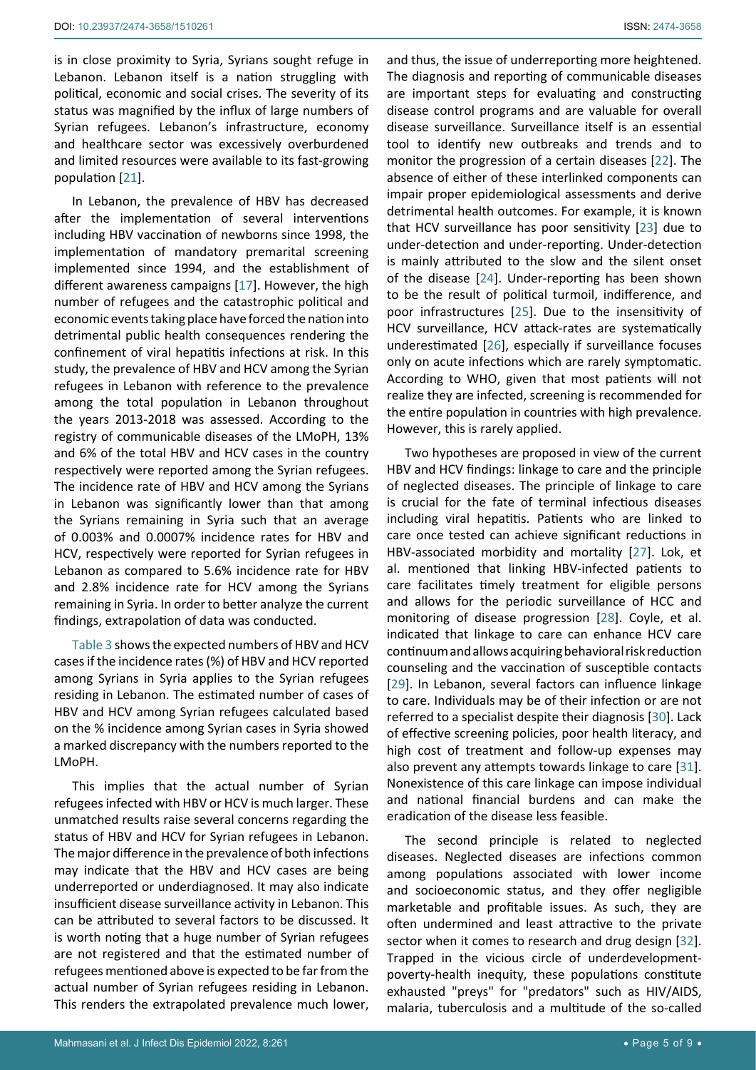is in close proximity to Syria, Syrians sought refuge in Lebanon. Lebanon itself is a nation struggling with political, economic and social crises. The severity of its status was magnified by the influx of large numbers of Syrian refugees. Lebanon's infrastructure, economy and healthcare sector was excessively overburdened and limited resources were available to its fast-growing population [21].

In Lebanon, the prevalence of HBV has decreased after the implementation of several interventions including HBV vaccination of newborns since 1998, the implementation of mandatory premarital screening implemented since 1994, and the establishment of different awareness campaigns [17]. However, the high number of refugees and the catastrophic political and economic events taking place have forced the nation into detrimental public health consequences rendering the confinement of viral hepatitis infections at risk. In this study, the prevalence of HBV and HCV among the Syrian refugees in Lebanon with reference to the prevalence among the total population in Lebanon throughout the years 2013-2018 was assessed. According to the registry of communicable diseases of the LMoPH, 13% and 6% of the total HBV and HCV cases in the country respectively were reported among the Syrian refugees. The incidence rate of HBV and HCV among the Syrians in Lebanon was significantly lower than that among the Syrians remaining in Syria such that an average of 0.003% and 0.0007% incidence rates for HBV and HCV, respectively were reported for Syrian refugees in Lebanon as compared to 5.6% incidence rate for HBV and 2.8% incidence rate for HCV among the Syrians remaining in Syria. In order to better analyze the current findings, extrapolation of data was conducted.

Table 3 shows the expected numbers of HBV and HCV cases if the incidence rates (%) of HBV and HCV reported among Syrians in Syria applies to the Syrian refugees residing in Lebanon. The estimated number of cases of HBV and HCV among Syrian refugees calculated based on the % incidence among Syrian cases in Syria showed a marked discrepancy with the numbers reported to the LMoPH.

This implies that the actual number of Syrian refugees infected with HBV or HCV is much larger. These unmatched results raise several concerns regarding the status of HBV and HCV for Syrian refugees in Lebanon. The major difference in the prevalence of both infections may indicate that the HBV and HCV cases are being underreported or underdiagnosed. It may also indicate insufficient disease surveillance activity in Lebanon. This can be attributed to several factors to be discussed. It is worth noting that a huge number of Syrian refugees are not registered and that the estimated number of refugees mentioned above is expected to be far from the actual number of Syrian refugees residing in Lebanon. This renders the extrapolated prevalence much lower, and thus, the issue of underreporting more heightened. The diagnosis and reporting of communicable diseases are important steps for evaluating and constructing disease control programs and are valuable for overall disease surveillance. Surveillance itself is an essential tool to identify new outbreaks and trends and to monitor the progression of a certain diseases [22]. The absence of either of these interlinked components can impair proper epidemiological assessments and derive detrimental health outcomes. For example, it is known that HCV surveillance has poor sensitivity [23] due to under-detection and under-reporting. Under-detection is mainly attributed to the slow and the silent onset of the disease [24]. Under-reporting has been shown to be the result of political turmoil, indifference, and poor infrastructures [25]. Due to the insensitivity of HCV surveillance, HCV attack-rates are systematically underestimated [26], especially if surveillance focuses only on acute infections which are rarely symptomatic. According to WHO, given that most patients will not realize they are infected, screening is recommended for the entire population in countries with high prevalence. However, this is rarely applied.

Two hypotheses are proposed in view of the current HBV and HCV findings: linkage to care and the principle of neglected diseases. The principle of linkage to care is crucial for the fate of terminal infectious diseases including viral hepatitis. Patients who are linked to care once tested can achieve significant reductions in HBV-associated morbidity and mortality [27]. Lok, et al. mentioned that linking HBV-infected patients to care facilitates timely treatment for eligible persons and allows for the periodic surveillance of HCC and monitoring of disease progression [28]. Coyle, et al. indicated that linkage to care can enhance HCV care continuum and allows acquiring behavioral risk reduction counseling and the vaccination of susceptible contacts [29]. In Lebanon, several factors can influence linkage to care. Individuals may be of their infection or are not referred to a specialist despite their diagnosis [30]. Lack of effective screening policies, poor health literacy, and high cost of treatment and follow-up expenses may also prevent any attempts towards linkage to care [31]. Nonexistence of this care linkage can impose individual and national financial burdens and can make the eradication of the disease less feasible.

The second principle is related to neglected diseases. Neglected diseases are infections common among populations associated with lower income and socioeconomic status, and they offer negligible marketable and profitable issues. As such, they are often undermined and least attractive to the private sector when it comes to research and drug design [32]. Trapped in the vicious circle of underdevelopment-poverty-health inequity, these populations constitute exhausted "preys" for "predators" such as HIV/AIDS, malaria, tuberculosis and a multitude of the so-called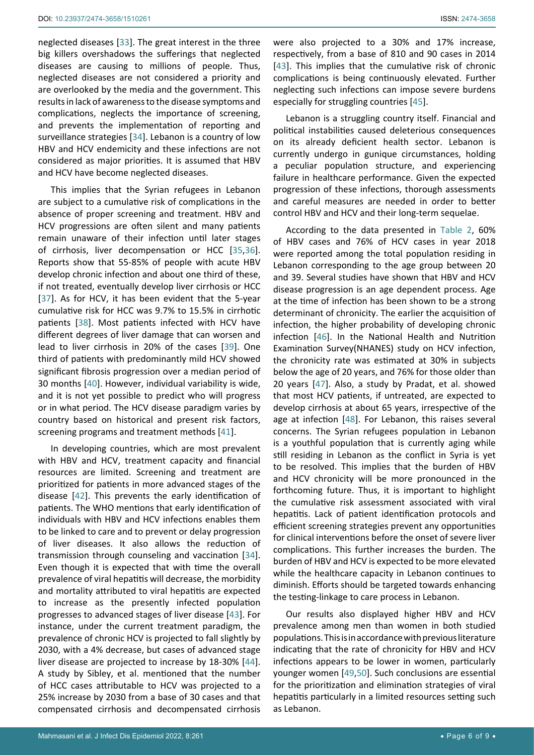neglected diseases [33]. The great interest in the three big killers overshadows the sufferings that neglected diseases are causing to millions of people. Thus, neglected diseases are not considered a priority and are overlooked by the media and the government. This results in lack of awareness to the disease symptoms and complications, neglects the importance of screening, and prevents the implementation of reporting and surveillance strategies [34]. Lebanon is a country of low HBV and HCV endemicity and these infections are not considered as major priorities. It is assumed that HBV and HCV have become neglected diseases.

This implies that the Syrian refugees in Lebanon are subject to a cumulative risk of complications in the absence of proper screening and treatment. HBV and HCV progressions are often silent and many patients remain unaware of their infection until later stages of cirrhosis, liver decompensation or HCC [35,36]. Reports show that 55-85% of people with acute HBV develop chronic infection and about one third of these, if not treated, eventually develop liver cirrhosis or HCC [37]. As for HCV, it has been evident that the 5-year cumulative risk for HCC was 9.7% to 15.5% in cirrhotic patients [38]. Most patients infected with HCV have different degrees of liver damage that can worsen and lead to liver cirrhosis in 20% of the cases [39]. One third of patients with predominantly mild HCV showed significant fibrosis progression over a median period of 30 months [40]. However, individual variability is wide, and it is not yet possible to predict who will progress or in what period. The HCV disease paradigm varies by country based on historical and present risk factors, screening programs and treatment methods [41].

In developing countries, which are most prevalent with HBV and HCV, treatment capacity and financial resources are limited. Screening and treatment are prioritized for patients in more advanced stages of the disease [42]. This prevents the early identification of patients. The WHO mentions that early identification of individuals with HBV and HCV infections enables them to be linked to care and to prevent or delay progression of liver diseases. It also allows the reduction of transmission through counseling and vaccination [34]. Even though it is expected that with time the overall prevalence of viral hepatitis will decrease, the morbidity and mortality attributed to viral hepatitis are expected to increase as the presently infected population progresses to advanced stages of liver disease [43]. For instance, under the current treatment paradigm, the prevalence of chronic HCV is projected to fall slightly by 2030, with a 4% decrease, but cases of advanced stage liver disease are projected to increase by 18-30% [44]. A study by Sibley, et al. mentioned that the number of HCC cases attributable to HCV was projected to a 25% increase by 2030 from a base of 30 cases and that compensated cirrhosis and decompensated cirrhosis were also projected to a 30% and 17% increase, respectively, from a base of 810 and 90 cases in 2014 [43]. This implies that the cumulative risk of chronic complications is being continuously elevated. Further neglecting such infections can impose severe burdens especially for struggling countries [45].

Lebanon is a struggling country itself. Financial and political instabilities caused deleterious consequences on its already deficient health sector. Lebanon is currently undergo in gunique circumstances, holding a peculiar population structure, and experiencing failure in healthcare performance. Given the expected progression of these infections, thorough assessments and careful measures are needed in order to better control HBV and HCV and their long-term sequelae.

According to the data presented in Table 2, 60% of HBV cases and 76% of HCV cases in year 2018 were reported among the total population residing in Lebanon corresponding to the age group between 20 and 39. Several studies have shown that HBV and HCV disease progression is an age dependent process. Age at the time of infection has been shown to be a strong determinant of chronicity. The earlier the acquisition of infection, the higher probability of developing chronic infection [46]. In the National Health and Nutrition Examination Survey(NHANES) study on HCV infection, the chronicity rate was estimated at 30% in subjects below the age of 20 years, and 76% for those older than 20 years [47]. Also, a study by Pradat, et al. showed that most HCV patients, if untreated, are expected to develop cirrhosis at about 65 years, irrespective of the age at infection [48]. For Lebanon, this raises several concerns. The Syrian refugees population in Lebanon is a youthful population that is currently aging while still residing in Lebanon as the conflict in Syria is yet to be resolved. This implies that the burden of HBV and HCV chronicity will be more pronounced in the forthcoming future. Thus, it is important to highlight the cumulative risk assessment associated with viral hepatitis. Lack of patient identification protocols and efficient screening strategies prevent any opportunities for clinical interventions before the onset of severe liver complications. This further increases the burden. The burden of HBV and HCV is expected to be more elevated while the healthcare capacity in Lebanon continues to diminish. Efforts should be targeted towards enhancing the testing-linkage to care process in Lebanon.

Our results also displayed higher HBV and HCV prevalence among men than women in both studied populations. This is in accordance with previous literature indicating that the rate of chronicity for HBV and HCV infections appears to be lower in women, particularly younger women [49,50]. Such conclusions are essential for the prioritization and elimination strategies of viral hepatitis particularly in a limited resources setting such as Lebanon.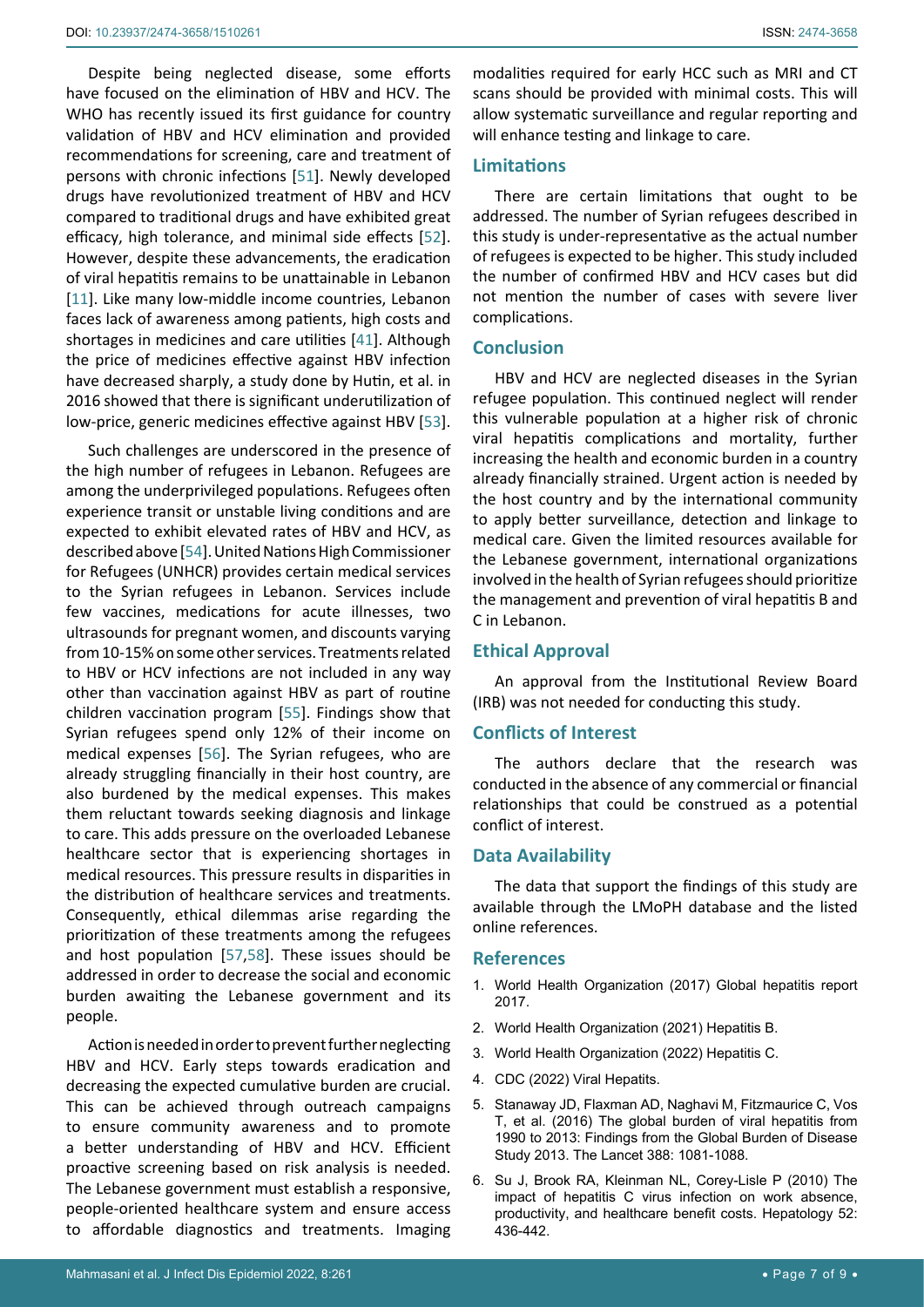Despite being neglected disease, some efforts have focused on the elimination of HBV and HCV. The WHO has recently issued its first guidance for country validation of HBV and HCV elimination and provided recommendations for screening, care and treatment of persons with chronic infections [51]. Newly developed drugs have revolutionized treatment of HBV and HCV compared to traditional drugs and have exhibited great efficacy, high tolerance, and minimal side effects [52]. However, despite these advancements, the eradication of viral hepatitis remains to be unattainable in Lebanon [11]. Like many low-middle income countries, Lebanon faces lack of awareness among patients, high costs and shortages in medicines and care utilities [41]. Although the price of medicines effective against HBV infection have decreased sharply, a study done by Hutin, et al. in 2016 showed that there is significant underutilization of low-price, generic medicines effective against HBV [53].

Such challenges are underscored in the presence of the high number of refugees in Lebanon. Refugees are among the underprivileged populations. Refugees often experience transit or unstable living conditions and are expected to exhibit elevated rates of HBV and HCV, as described above [54]. United Nations High Commissioner for Refugees (UNHCR) provides certain medical services to the Syrian refugees in Lebanon. Services include few vaccines, medications for acute illnesses, two ultrasounds for pregnant women, and discounts varying from 10-15% on some other services. Treatments related to HBV or HCV infections are not included in any way other than vaccination against HBV as part of routine children vaccination program [55]. Findings show that Syrian refugees spend only 12% of their income on medical expenses [56]. The Syrian refugees, who are already struggling financially in their host country, are also burdened by the medical expenses. This makes them reluctant towards seeking diagnosis and linkage to care. This adds pressure on the overloaded Lebanese healthcare sector that is experiencing shortages in medical resources. This pressure results in disparities in the distribution of healthcare services and treatments. Consequently, ethical dilemmas arise regarding the prioritization of these treatments among the refugees and host population [57,58]. These issues should be addressed in order to decrease the social and economic burden awaiting the Lebanese government and its people.

Action is needed in order to prevent further neglecting HBV and HCV. Early steps towards eradication and decreasing the expected cumulative burden are crucial. This can be achieved through outreach campaigns to ensure community awareness and to promote a better understanding of HBV and HCV. Efficient proactive screening based on risk analysis is needed. The Lebanese government must establish a responsive, people-oriented healthcare system and ensure access to affordable diagnostics and treatments. Imaging modalities required for early HCC such as MRI and CT scans should be provided with minimal costs. This will allow systematic surveillance and regular reporting and will enhance testing and linkage to care.

## Limitations

There are certain limitations that ought to be addressed. The number of Syrian refugees described in this study is under-representative as the actual number of refugees is expected to be higher. This study included the number of confirmed HBV and HCV cases but did not mention the number of cases with severe liver complications.

## Conclusion

HBV and HCV are neglected diseases in the Syrian refugee population. This continued neglect will render this vulnerable population at a higher risk of chronic viral hepatitis complications and mortality, further increasing the health and economic burden in a country already financially strained. Urgent action is needed by the host country and by the international community to apply better surveillance, detection and linkage to medical care. Given the limited resources available for the Lebanese government, international organizations involved in the health of Syrian refugees should prioritize the management and prevention of viral hepatitis B and C in Lebanon.

## Ethical Approval

An approval from the Institutional Review Board (IRB) was not needed for conducting this study.

## Conflicts of Interest

The authors declare that the research was conducted in the absence of any commercial or financial relationships that could be construed as a potential conflict of interest.

## Data Availability

The data that support the findings of this study are available through the LMoPH database and the listed online references.

## References

1. World Health Organization (2017) Global hepatitis report 2017.
2. World Health Organization (2021) Hepatitis B.
3. World Health Organization (2022) Hepatitis C.
4. CDC (2022) Viral Hepatits.
5. Stanaway JD, Flaxman AD, Naghavi M, Fitzmaurice C, Vos T, et al. (2016) The global burden of viral hepatitis from 1990 to 2013: Findings from the Global Burden of Disease Study 2013. The Lancet 388: 1081-1088.
6. Su J, Brook RA, Kleinman NL, Corey-Lisle P (2010) The impact of hepatitis C virus infection on work absence, productivity, and healthcare benefit costs. Hepatology 52: 436-442.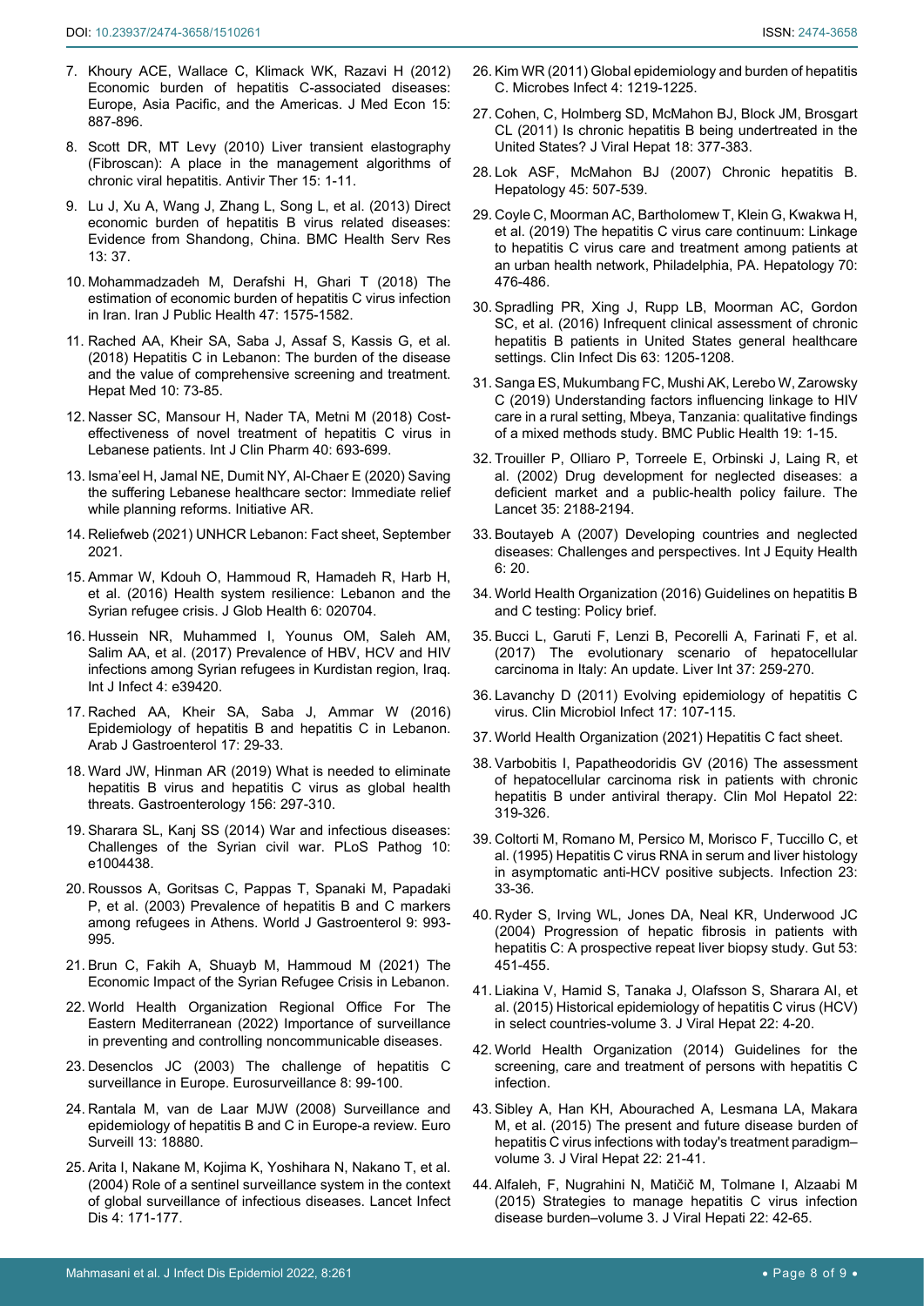7. Khoury ACE, Wallace C, Klimack WK, Razavi H (2012) Economic burden of hepatitis C-associated diseases: Europe, Asia Pacific, and the Americas. J Med Econ 15: 887-896.

8. Scott DR, MT Levy (2010) Liver transient elastography (Fibroscan): A place in the management algorithms of chronic viral hepatitis. Antivir Ther 15: 1-11.

9. Lu J, Xu A, Wang J, Zhang L, Song L, et al. (2013) Direct economic burden of hepatitis B virus related diseases: Evidence from Shandong, China. BMC Health Serv Res 13: 37.

10. Mohammadzadeh M, Derafshi H, Ghari T (2018) The estimation of economic burden of hepatitis C virus infection in Iran. Iran J Public Health 47: 1575-1582.

11. Rached AA, Kheir SA, Saba J, Assaf S, Kassis G, et al. (2018) Hepatitis C in Lebanon: The burden of the disease and the value of comprehensive screening and treatment. Hepat Med 10: 73-85.

12. Nasser SC, Mansour H, Nader TA, Metni M (2018) Cost-effectiveness of novel treatment of hepatitis C virus in Lebanese patients. Int J Clin Pharm 40: 693-699.

13. Isma'eel H, Jamal NE, Dumit NY, Al-Chaer E (2020) Saving the suffering Lebanese healthcare sector: Immediate relief while planning reforms. Initiative AR.

14. Reliefweb (2021) UNHCR Lebanon: Fact sheet, September 2021.

15. Ammar W, Kdouh O, Hammoud R, Hamadeh R, Harb H, et al. (2016) Health system resilience: Lebanon and the Syrian refugee crisis. J Glob Health 6: 020704.

16. Hussein NR, Muhammed I, Younus OM, Saleh AM, Salim AA, et al. (2017) Prevalence of HBV, HCV and HIV infections among Syrian refugees in Kurdistan region, Iraq. Int J Infect 4: e39420.

17. Rached AA, Kheir SA, Saba J, Ammar W (2016) Epidemiology of hepatitis B and hepatitis C in Lebanon. Arab J Gastroenterol 17: 29-33.

18. Ward JW, Hinman AR (2019) What is needed to eliminate hepatitis B virus and hepatitis C virus as global health threats. Gastroenterology 156: 297-310.

19. Sharara SL, Kanj SS (2014) War and infectious diseases: Challenges of the Syrian civil war. PLoS Pathog 10: e1004438.

20. Roussos A, Goritsas C, Pappas T, Spanaki M, Papadaki P, et al. (2003) Prevalence of hepatitis B and C markers among refugees in Athens. World J Gastroenterol 9: 993-995.

21. Brun C, Fakih A, Shuayb M, Hammoud M (2021) The Economic Impact of the Syrian Refugee Crisis in Lebanon.

22. World Health Organization Regional Office For The Eastern Mediterranean (2022) Importance of surveillance in preventing and controlling noncommunicable diseases.

23. Desenclos JC (2003) The challenge of hepatitis C surveillance in Europe. Eurosurveillance 8: 99-100.

24. Rantala M, van de Laar MJW (2008) Surveillance and epidemiology of hepatitis B and C in Europe-a review. Euro Surveill 13: 18880.

25. Arita I, Nakane M, Kojima K, Yoshihara N, Nakano T, et al. (2004) Role of a sentinel surveillance system in the context of global surveillance of infectious diseases. Lancet Infect Dis 4: 171-177.

26. Kim WR (2011) Global epidemiology and burden of hepatitis C. Microbes Infect 4: 1219-1225.

27. Cohen, C, Holmberg SD, McMahon BJ, Block JM, Brosgart CL (2011) Is chronic hepatitis B being undertreated in the United States? J Viral Hepat 18: 377-383.

28. Lok ASF, McMahon BJ (2007) Chronic hepatitis B. Hepatology 45: 507-539.

29. Coyle C, Moorman AC, Bartholomew T, Klein G, Kwakwa H, et al. (2019) The hepatitis C virus care continuum: Linkage to hepatitis C virus care and treatment among patients at an urban health network, Philadelphia, PA. Hepatology 70: 476-486.

30. Spradling PR, Xing J, Rupp LB, Moorman AC, Gordon SC, et al. (2016) Infrequent clinical assessment of chronic hepatitis B patients in United States general healthcare settings. Clin Infect Dis 63: 1205-1208.

31. Sanga ES, Mukumbang FC, Mushi AK, Lerebo W, Zarowsky C (2019) Understanding factors influencing linkage to HIV care in a rural setting, Mbeya, Tanzania: qualitative findings of a mixed methods study. BMC Public Health 19: 1-15.

32. Trouiller P, Olliaro P, Torreele E, Orbinski J, Laing R, et al. (2002) Drug development for neglected diseases: a deficient market and a public-health policy failure. The Lancet 35: 2188-2194.

33. Boutayeb A (2007) Developing countries and neglected diseases: Challenges and perspectives. Int J Equity Health 6: 20.

34. World Health Organization (2016) Guidelines on hepatitis B and C testing: Policy brief.

35. Bucci L, Garuti F, Lenzi B, Pecorelli A, Farinati F, et al. (2017) The evolutionary scenario of hepatocellular carcinoma in Italy: An update. Liver Int 37: 259-270.

36. Lavanchy D (2011) Evolving epidemiology of hepatitis C virus. Clin Microbiol Infect 17: 107-115.

37. World Health Organization (2021) Hepatitis C fact sheet.

38. Varbobitis I, Papatheodoridis GV (2016) The assessment of hepatocellular carcinoma risk in patients with chronic hepatitis B under antiviral therapy. Clin Mol Hepatol 22: 319-326.

39. Coltorti M, Romano M, Persico M, Morisco F, Tuccillo C, et al. (1995) Hepatitis C virus RNA in serum and liver histology in asymptomatic anti-HCV positive subjects. Infection 23: 33-36.

40. Ryder S, Irving WL, Jones DA, Neal KR, Underwood JC (2004) Progression of hepatic fibrosis in patients with hepatitis C: A prospective repeat liver biopsy study. Gut 53: 451-455.

41. Liakina V, Hamid S, Tanaka J, Olafsson S, Sharara AI, et al. (2015) Historical epidemiology of hepatitis C virus (HCV) in select countries-volume 3. J Viral Hepat 22: 4-20.

42. World Health Organization (2014) Guidelines for the screening, care and treatment of persons with hepatitis C infection.

43. Sibley A, Han KH, Abourached A, Lesmana LA, Makara M, et al. (2015) The present and future disease burden of hepatitis C virus infections with today's treatment paradigm–volume 3. J Viral Hepat 22: 21-41.

44. Alfaleh, F, Nugrahini N, Matičič M, Tolmane I, Alzaabi M (2015) Strategies to manage hepatitis C virus infection disease burden–volume 3. J Viral Hepati 22: 42-65.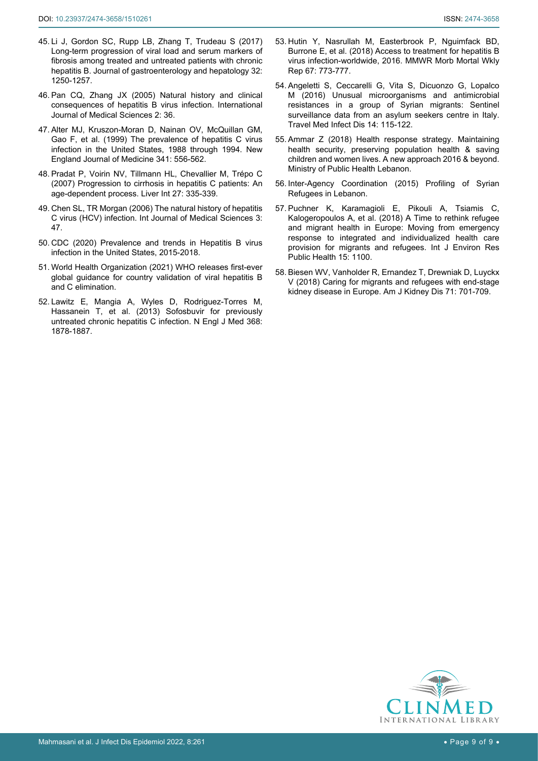45. Li J, Gordon SC, Rupp LB, Zhang T, Trudeau S (2017) Long-term progression of viral load and serum markers of fibrosis among treated and untreated patients with chronic hepatitis B. Journal of gastroenterology and hepatology 32: 1250-1257.
46. Pan CQ, Zhang JX (2005) Natural history and clinical consequences of hepatitis B virus infection. International Journal of Medical Sciences 2: 36.
47. Alter MJ, Kruszon-Moran D, Nainan OV, McQuillan GM, Gao F, et al. (1999) The prevalence of hepatitis C virus infection in the United States, 1988 through 1994. New England Journal of Medicine 341: 556-562.
48. Pradat P, Voirin NV, Tillmann HL, Chevallier M, Trépo C (2007) Progression to cirrhosis in hepatitis C patients: An age-dependent process. Liver Int 27: 335-339.
49. Chen SL, TR Morgan (2006) The natural history of hepatitis C virus (HCV) infection. Int Journal of Medical Sciences 3: 47.
50. CDC (2020) Prevalence and trends in Hepatitis B virus infection in the United States, 2015-2018.
51. World Health Organization (2021) WHO releases first-ever global guidance for country validation of viral hepatitis B and C elimination.
52. Lawitz E, Mangia A, Wyles D, Rodriguez-Torres M, Hassanein T, et al. (2013) Sofosbuvir for previously untreated chronic hepatitis C infection. N Engl J Med 368: 1878-1887.
53. Hutin Y, Nasrullah M, Easterbrook P, Nguimfack BD, Burrone E, et al. (2018) Access to treatment for hepatitis B virus infection-worldwide, 2016. MMWR Morb Mortal Wkly Rep 67: 773-777.
54. Angeletti S, Ceccarelli G, Vita S, Dicuonzo G, Lopalco M (2016) Unusual microorganisms and antimicrobial resistances in a group of Syrian migrants: Sentinel surveillance data from an asylum seekers centre in Italy. Travel Med Infect Dis 14: 115-122.
55. Ammar Z (2018) Health response strategy. Maintaining health security, preserving population health & saving children and women lives. A new approach 2016 & beyond. Ministry of Public Health Lebanon.
56. Inter-Agency Coordination (2015) Profiling of Syrian Refugees in Lebanon.
57. Puchner K, Karamagioli E, Pikouli A, Tsiamis C, Kalogeropoulos A, et al. (2018) A Time to rethink refugee and migrant health in Europe: Moving from emergency response to integrated and individualized health care provision for migrants and refugees. Int J Environ Res Public Health 15: 1100.
58. Biesen WV, Vanholder R, Ernandez T, Drewniak D, Luyckx V (2018) Caring for migrants and refugees with end-stage kidney disease in Europe. Am J Kidney Dis 71: 701-709.